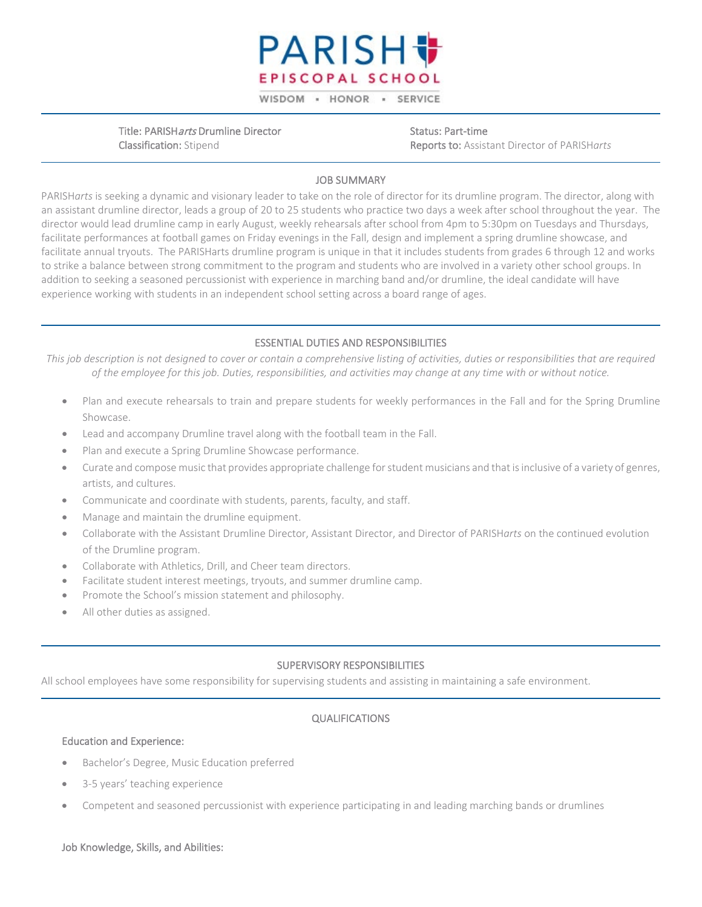# PARISH EPISCOPAL SCHOOL

WISDOM ▪ HONOR ▪ SERVICE

---

Title: PARISH*arts* Drumline Director
Classification: Stipend

Status: Part-time
Reports to: Assistant Director of PARISH*arts*

---

## JOB SUMMARY

PARISH*arts* is seeking a dynamic and visionary leader to take on the role of director for its drumline program. The director, along with an assistant drumline director, leads a group of 20 to 25 students who practice two days a week after school throughout the year. The director would lead drumline camp in early August, weekly rehearsals after school from 4pm to 5:30pm on Tuesdays and Thursdays, facilitate performances at football games on Friday evenings in the Fall, design and implement a spring drumline showcase, and facilitate annual tryouts. The PARISHarts drumline program is unique in that it includes students from grades 6 through 12 and works to strike a balance between strong commitment to the program and students who are involved in a variety other school groups. In addition to seeking a seasoned percussionist with experience in marching band and/or drumline, the ideal candidate will have experience working with students in an independent school setting across a board range of ages.

---

## ESSENTIAL DUTIES AND RESPONSIBILITIES

*This job description is not designed to cover or contain a comprehensive listing of activities, duties or responsibilities that are required of the employee for this job. Duties, responsibilities, and activities may change at any time with or without notice.*

- Plan and execute rehearsals to train and prepare students for weekly performances in the Fall and for the Spring Drumline Showcase.
- Lead and accompany Drumline travel along with the football team in the Fall.
- Plan and execute a Spring Drumline Showcase performance.
- Curate and compose music that provides appropriate challenge for student musicians and that is inclusive of a variety of genres, artists, and cultures.
- Communicate and coordinate with students, parents, faculty, and staff.
- Manage and maintain the drumline equipment.
- Collaborate with the Assistant Drumline Director, Assistant Director, and Director of PARISH*arts* on the continued evolution of the Drumline program.
- Collaborate with Athletics, Drill, and Cheer team directors.
- Facilitate student interest meetings, tryouts, and summer drumline camp.
- Promote the School's mission statement and philosophy.
- All other duties as assigned.

---

## SUPERVISORY RESPONSIBILITIES

All school employees have some responsibility for supervising students and assisting in maintaining a safe environment.

---

## QUALIFICATIONS

### Education and Experience:

- Bachelor's Degree, Music Education preferred
- 3-5 years' teaching experience
- Competent and seasoned percussionist with experience participating in and leading marching bands or drumlines

### Job Knowledge, Skills, and Abilities: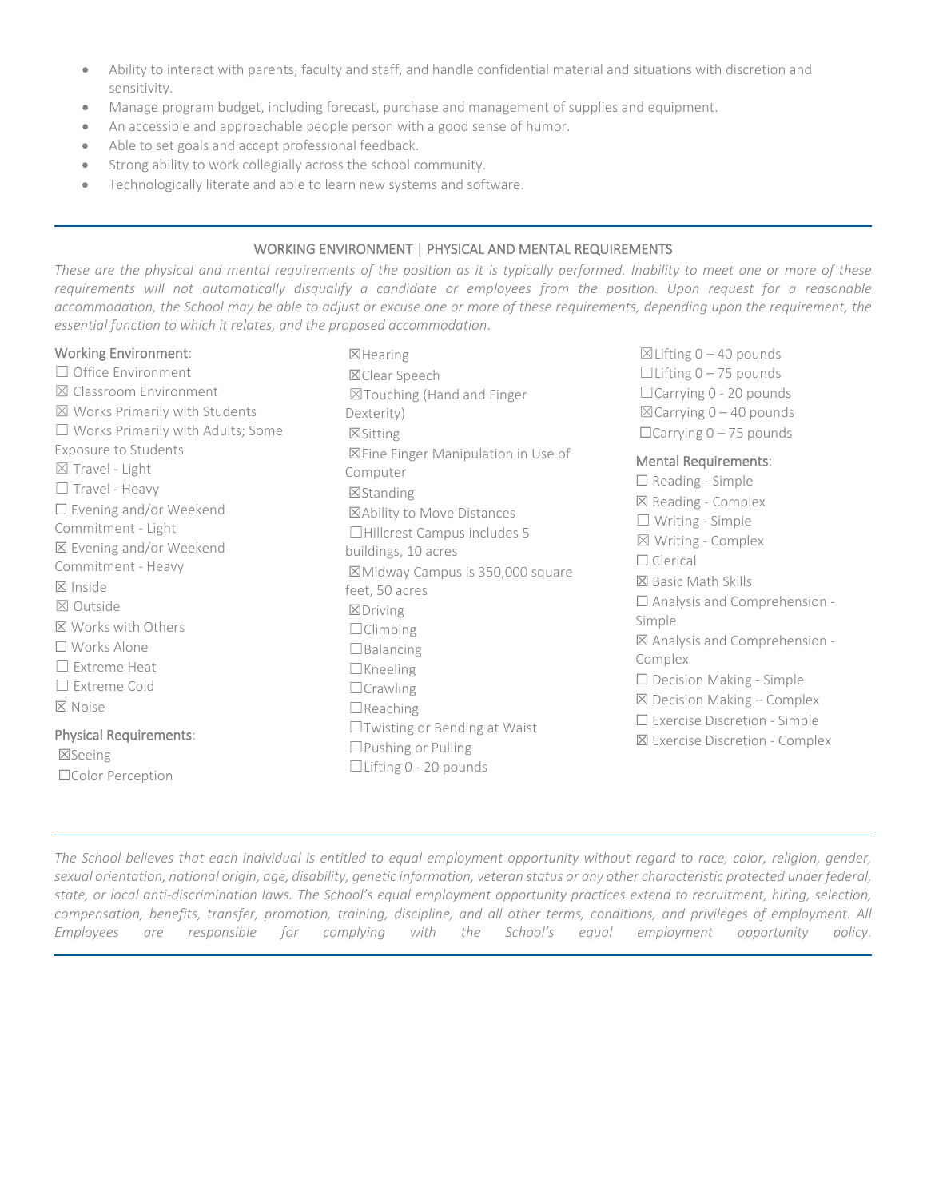- Ability to interact with parents, faculty and staff, and handle confidential material and situations with discretion and sensitivity.
- Manage program budget, including forecast, purchase and management of supplies and equipment.
- An accessible and approachable people person with a good sense of humor.
- Able to set goals and accept professional feedback.
- Strong ability to work collegially across the school community.
- Technologically literate and able to learn new systems and software.

---

## WORKING ENVIRONMENT | PHYSICAL AND MENTAL REQUIREMENTS

*These are the physical and mental requirements of the position as it is typically performed. Inability to meet one or more of these requirements will not automatically disqualify a candidate or employees from the position. Upon request for a reasonable accommodation, the School may be able to adjust or excuse one or more of these requirements, depending upon the requirement, the essential function to which it relates, and the proposed accommodation.*

### Working Environment:

☐ Office Environment
☒ Classroom Environment
☒ Works Primarily with Students
☐ Works Primarily with Adults; Some Exposure to Students
☒ Travel - Light
☐ Travel - Heavy
☐ Evening and/or Weekend Commitment - Light
☒ Evening and/or Weekend Commitment - Heavy
☒ Inside
☒ Outside
☒ Works with Others
☐ Works Alone
☐ Extreme Heat
☐ Extreme Cold
☒ Noise

### Physical Requirements:

☒Seeing
☐Color Perception
☒Hearing
☒Clear Speech
☒Touching (Hand and Finger Dexterity)
☒Sitting
☒Fine Finger Manipulation in Use of Computer
☒Standing
☒Ability to Move Distances
☐Hillcrest Campus includes 5 buildings, 10 acres
☒Midway Campus is 350,000 square feet, 50 acres
☒Driving
☐Climbing
☐Balancing
☐Kneeling
☐Crawling
☐Reaching
☐Twisting or Bending at Waist
☐Pushing or Pulling
☐Lifting 0 - 20 pounds
☒Lifting 0 – 40 pounds
☐Lifting 0 – 75 pounds
☐Carrying 0 - 20 pounds
☒Carrying 0 – 40 pounds
☐Carrying 0 – 75 pounds

### Mental Requirements:

☐ Reading - Simple
☒ Reading - Complex
☐ Writing - Simple
☒ Writing - Complex
☐ Clerical
☒ Basic Math Skills
☐ Analysis and Comprehension - Simple
☒ Analysis and Comprehension - Complex
☐ Decision Making - Simple
☒ Decision Making – Complex
☐ Exercise Discretion - Simple
☒ Exercise Discretion - Complex

---

*The School believes that each individual is entitled to equal employment opportunity without regard to race, color, religion, gender, sexual orientation, national origin, age, disability, genetic information, veteran status or any other characteristic protected under federal, state, or local anti-discrimination laws. The School's equal employment opportunity practices extend to recruitment, hiring, selection, compensation, benefits, transfer, promotion, training, discipline, and all other terms, conditions, and privileges of employment. All Employees are responsible for complying with the School's equal employment opportunity policy.*